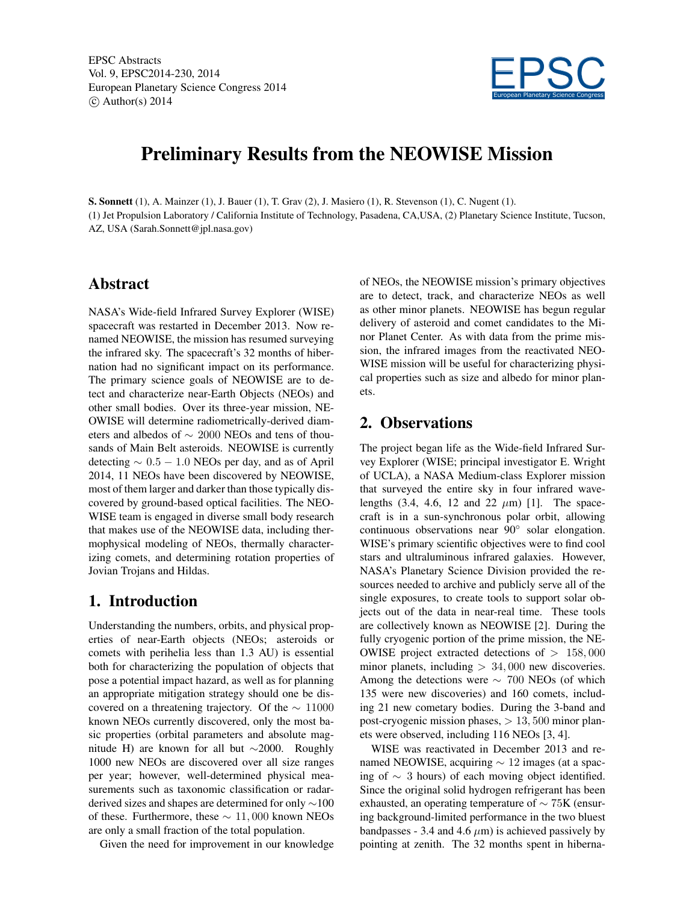# Preliminary Results from the NEOWISE Mission

**S. Sonnett** (1), A. Mainzer (1), J. Bauer (1), T. Grav (2), J. Masiero (1), R. Stevenson (1), C. Nugent (1).

(1) Jet Propulsion Laboratory / California Institute of Technology, Pasadena, CA,USA, (2) Planetary Science Institute, Tucson, AZ, USA (Sarah.Sonnett@jpl.nasa.gov)

## Abstract

NASA's Wide-field Infrared Survey Explorer (WISE) spacecraft was restarted in December 2013. Now renamed NEOWISE, the mission has resumed surveying the infrared sky. The spacecraft's 32 months of hibernation had no significant impact on its performance. The primary science goals of NEOWISE are to detect and characterize near-Earth Objects (NEOs) and other small bodies. Over its three-year mission, NEOWISE will determine radiometrically-derived diameters and albedos of $\sim 2000$ NEOs and tens of thousands of Main Belt asteroids. NEOWISE is currently detecting $\sim 0.5 - 1.0$ NEOs per day, and as of April 2014, 11 NEOs have been discovered by NEOWISE, most of them larger and darker than those typically discovered by ground-based optical facilities. The NEOWISE team is engaged in diverse small body research that makes use of the NEOWISE data, including thermophysical modeling of NEOs, thermally characterizing comets, and determining rotation properties of Jovian Trojans and Hildas.

## 1. Introduction

Understanding the numbers, orbits, and physical properties of near-Earth objects (NEOs; asteroids or comets with perihelia less than 1.3 AU) is essential both for characterizing the population of objects that pose a potential impact hazard, as well as for planning an appropriate mitigation strategy should one be discovered on a threatening trajectory. Of the $\sim 11000$ known NEOs currently discovered, only the most basic properties (orbital parameters and absolute magnitude H) are known for all but $\sim$2000. Roughly 1000 new NEOs are discovered over all size ranges per year; however, well-determined physical measurements such as taxonomic classification or radar-derived sizes and shapes are determined for only $\sim$100 of these. Furthermore, these $\sim 11,000$ known NEOs are only a small fraction of the total population.

Given the need for improvement in our knowledge of NEOs, the NEOWISE mission's primary objectives are to detect, track, and characterize NEOs as well as other minor planets. NEOWISE has begun regular delivery of asteroid and comet candidates to the Minor Planet Center. As with data from the prime mission, the infrared images from the reactivated NEOWISE mission will be useful for characterizing physical properties such as size and albedo for minor planets.

## 2. Observations

The project began life as the Wide-field Infrared Survey Explorer (WISE; principal investigator E. Wright of UCLA), a NASA Medium-class Explorer mission that surveyed the entire sky in four infrared wavelengths (3.4, 4.6, 12 and 22 $\mu$m) [1]. The spacecraft is in a sun-synchronous polar orbit, allowing continuous observations near 90° solar elongation. WISE's primary scientific objectives were to find cool stars and ultraluminous infrared galaxies. However, NASA's Planetary Science Division provided the resources needed to archive and publicly serve all of the single exposures, to create tools to support solar objects out of the data in near-real time. These tools are collectively known as NEOWISE [2]. During the fully cryogenic portion of the prime mission, the NEOWISE project extracted detections of $> 158,000$ minor planets, including $> 34,000$ new discoveries. Among the detections were $\sim 700$ NEOs (of which 135 were new discoveries) and 160 comets, including 21 new cometary bodies. During the 3-band and post-cryogenic mission phases, $> 13,500$ minor planets were observed, including 116 NEOs [3, 4].

WISE was reactivated in December 2013 and renamed NEOWISE, acquiring $\sim 12$ images (at a spacing of $\sim 3$ hours) of each moving object identified. Since the original solid hydrogen refrigerant has been exhausted, an operating temperature of $\sim 75$K (ensuring background-limited performance in the two bluest bandpasses - 3.4 and 4.6 $\mu$m) is achieved passively by pointing at zenith. The 32 months spent in hiberna-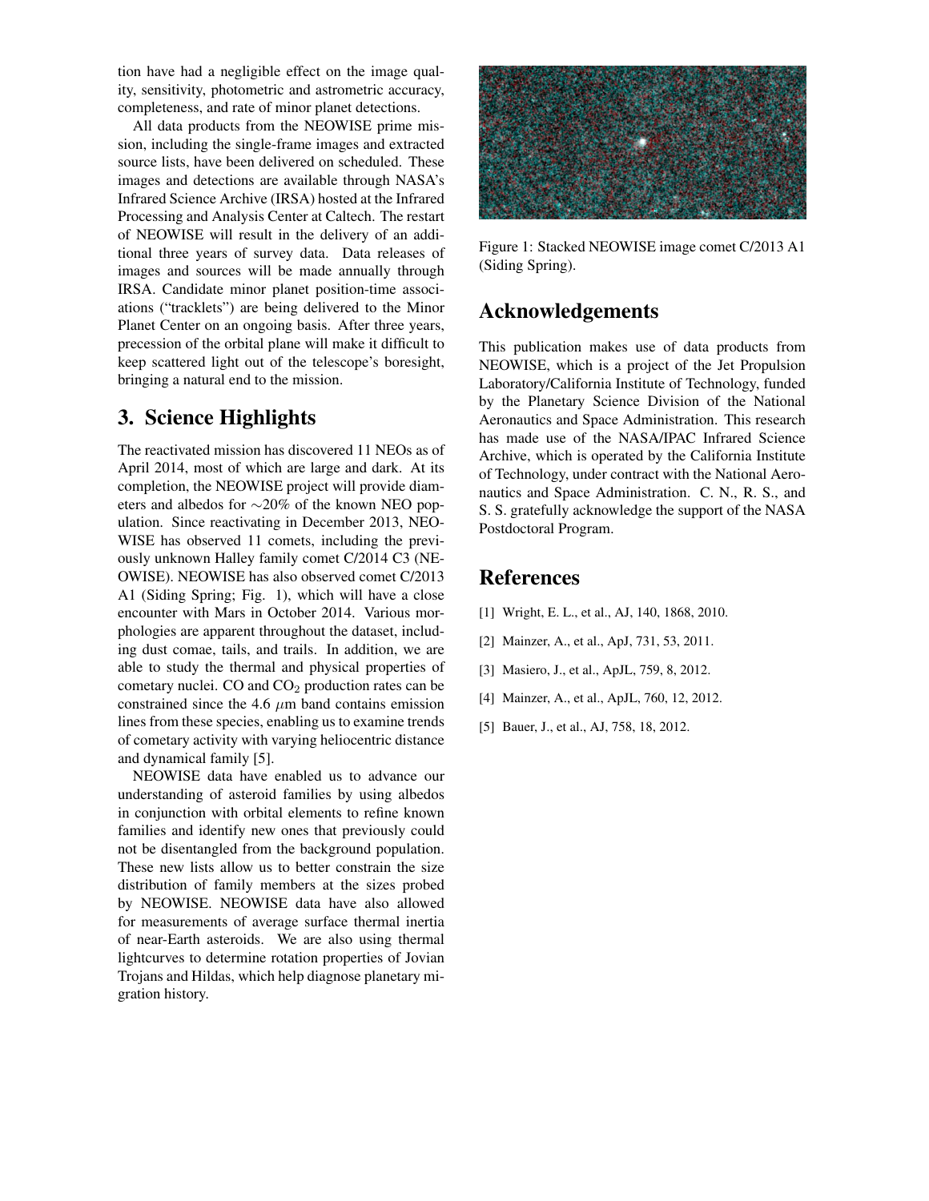tion have had a negligible effect on the image quality, sensitivity, photometric and astrometric accuracy, completeness, and rate of minor planet detections.

All data products from the NEOWISE prime mission, including the single-frame images and extracted source lists, have been delivered on scheduled. These images and detections are available through NASA's Infrared Science Archive (IRSA) hosted at the Infrared Processing and Analysis Center at Caltech. The restart of NEOWISE will result in the delivery of an additional three years of survey data. Data releases of images and sources will be made annually through IRSA. Candidate minor planet position-time associations ("tracklets") are being delivered to the Minor Planet Center on an ongoing basis. After three years, precession of the orbital plane will make it difficult to keep scattered light out of the telescope's boresight, bringing a natural end to the mission.

## 3. Science Highlights

The reactivated mission has discovered 11 NEOs as of April 2014, most of which are large and dark. At its completion, the NEOWISE project will provide diameters and albedos for ∼20% of the known NEO population. Since reactivating in December 2013, NEOWISE has observed 11 comets, including the previously unknown Halley family comet C/2014 C3 (NEOWISE). NEOWISE has also observed comet C/2013 A1 (Siding Spring; Fig. 1), which will have a close encounter with Mars in October 2014. Various morphologies are apparent throughout the dataset, including dust comae, tails, and trails. In addition, we are able to study the thermal and physical properties of cometary nuclei. CO and $CO_2$ production rates can be constrained since the 4.6 $\mu$m band contains emission lines from these species, enabling us to examine trends of cometary activity with varying heliocentric distance and dynamical family [5].

NEOWISE data have enabled us to advance our understanding of asteroid families by using albedos in conjunction with orbital elements to refine known families and identify new ones that previously could not be disentangled from the background population. These new lists allow us to better constrain the size distribution of family members at the sizes probed by NEOWISE. NEOWISE data have also allowed for measurements of average surface thermal inertia of near-Earth asteroids. We are also using thermal lightcurves to determine rotation properties of Jovian Trojans and Hildas, which help diagnose planetary migration history.

Figure 1: Stacked NEOWISE image comet C/2013 A1 (Siding Spring).

## Acknowledgements

This publication makes use of data products from NEOWISE, which is a project of the Jet Propulsion Laboratory/California Institute of Technology, funded by the Planetary Science Division of the National Aeronautics and Space Administration. This research has made use of the NASA/IPAC Infrared Science Archive, which is operated by the California Institute of Technology, under contract with the National Aeronautics and Space Administration. C. N., R. S., and S. S. gratefully acknowledge the support of the NASA Postdoctoral Program.

## References

[1] Wright, E. L., et al., AJ, 140, 1868, 2010.

[2] Mainzer, A., et al., ApJ, 731, 53, 2011.

[3] Masiero, J., et al., ApJL, 759, 8, 2012.

[4] Mainzer, A., et al., ApJL, 760, 12, 2012.

[5] Bauer, J., et al., AJ, 758, 18, 2012.